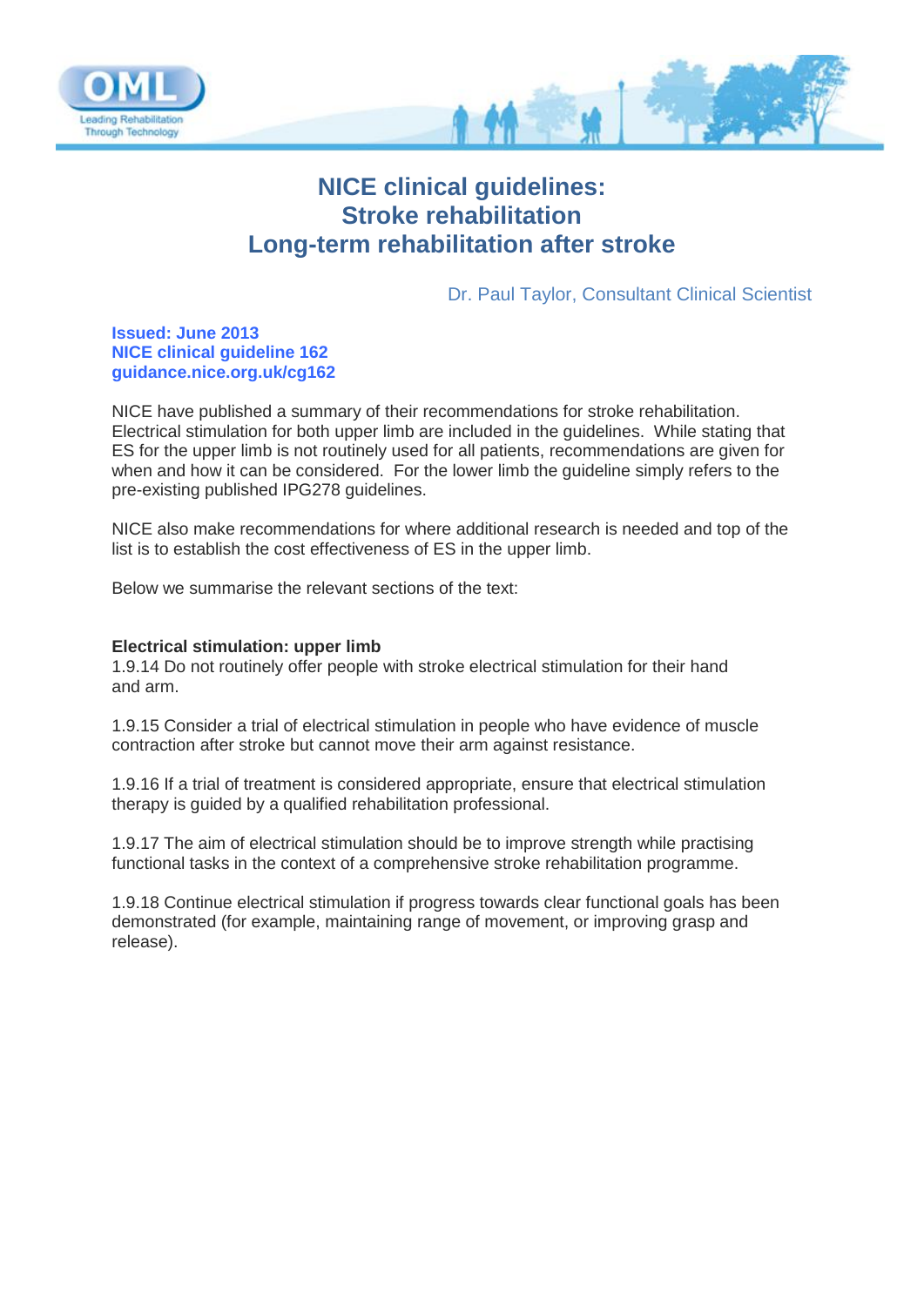# NICE clinical guidelines:
# Stroke rehabilitation
# Long-term rehabilitation after stroke

Dr. Paul Taylor, Consultant Clinical Scientist

**Issued: June 2013**
**NICE clinical guideline 162**
**guidance.nice.org.uk/cg162**

NICE have published a summary of their recommendations for stroke rehabilitation. Electrical stimulation for both upper limb are included in the guidelines. While stating that ES for the upper limb is not routinely used for all patients, recommendations are given for when and how it can be considered. For the lower limb the guideline simply refers to the pre-existing published IPG278 guidelines.

NICE also make recommendations for where additional research is needed and top of the list is to establish the cost effectiveness of ES in the upper limb.

Below we summarise the relevant sections of the text:

**Electrical stimulation: upper limb**

1.9.14 Do not routinely offer people with stroke electrical stimulation for their hand and arm.

1.9.15 Consider a trial of electrical stimulation in people who have evidence of muscle contraction after stroke but cannot move their arm against resistance.

1.9.16 If a trial of treatment is considered appropriate, ensure that electrical stimulation therapy is guided by a qualified rehabilitation professional.

1.9.17 The aim of electrical stimulation should be to improve strength while practising functional tasks in the context of a comprehensive stroke rehabilitation programme.

1.9.18 Continue electrical stimulation if progress towards clear functional goals has been demonstrated (for example, maintaining range of movement, or improving grasp and release).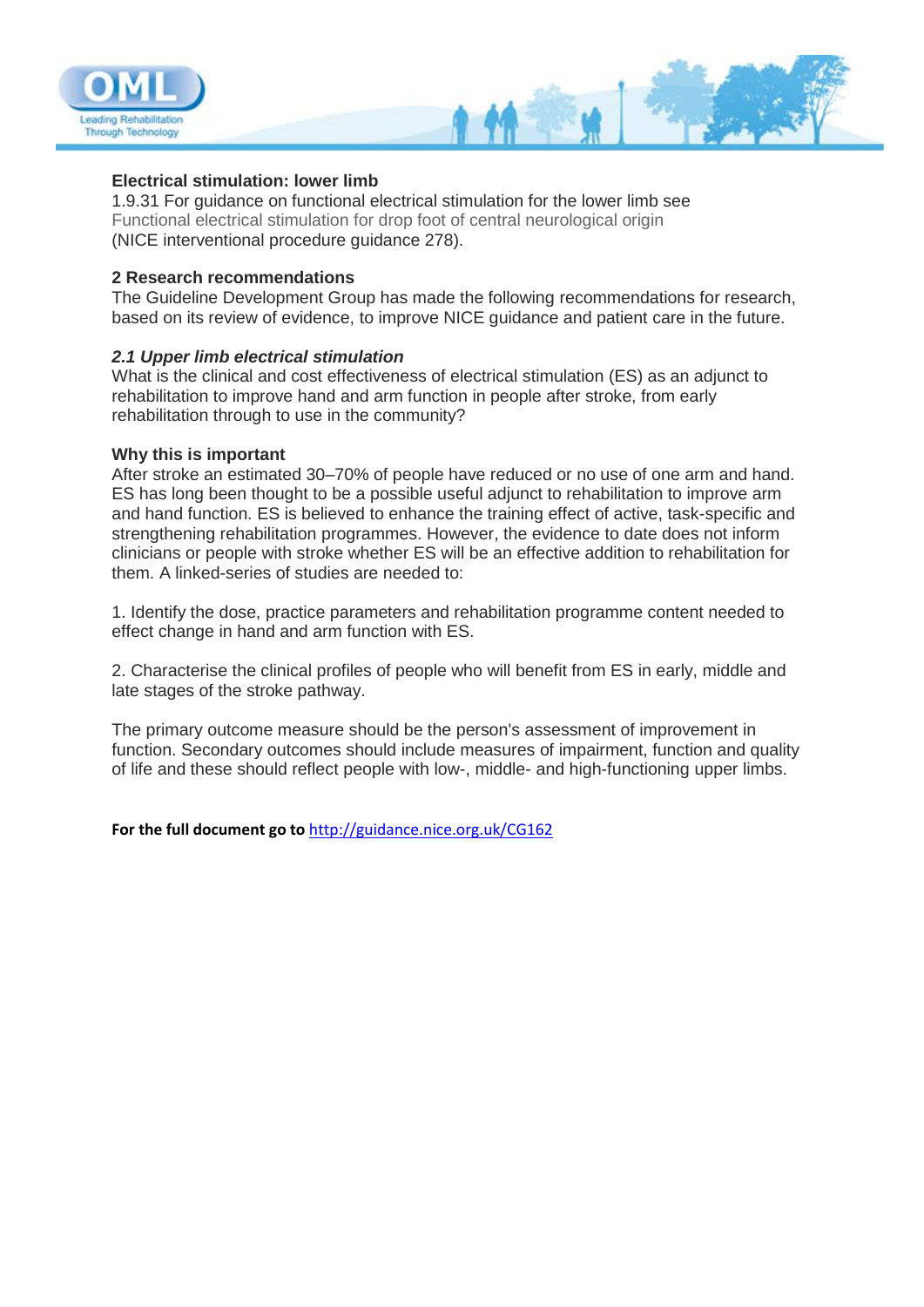**Electrical stimulation: lower limb**

1.9.31 For guidance on functional electrical stimulation for the lower limb see Functional electrical stimulation for drop foot of central neurological origin (NICE interventional procedure guidance 278).

**2 Research recommendations**

The Guideline Development Group has made the following recommendations for research, based on its review of evidence, to improve NICE guidance and patient care in the future.

***2.1 Upper limb electrical stimulation***

What is the clinical and cost effectiveness of electrical stimulation (ES) as an adjunct to rehabilitation to improve hand and arm function in people after stroke, from early rehabilitation through to use in the community?

**Why this is important**

After stroke an estimated 30–70% of people have reduced or no use of one arm and hand. ES has long been thought to be a possible useful adjunct to rehabilitation to improve arm and hand function. ES is believed to enhance the training effect of active, task-specific and strengthening rehabilitation programmes. However, the evidence to date does not inform clinicians or people with stroke whether ES will be an effective addition to rehabilitation for them. A linked-series of studies are needed to:

1. Identify the dose, practice parameters and rehabilitation programme content needed to effect change in hand and arm function with ES.

2. Characterise the clinical profiles of people who will benefit from ES in early, middle and late stages of the stroke pathway.

The primary outcome measure should be the person's assessment of improvement in function. Secondary outcomes should include measures of impairment, function and quality of life and these should reflect people with low-, middle- and high-functioning upper limbs.

**For the full document go to** http://guidance.nice.org.uk/CG162